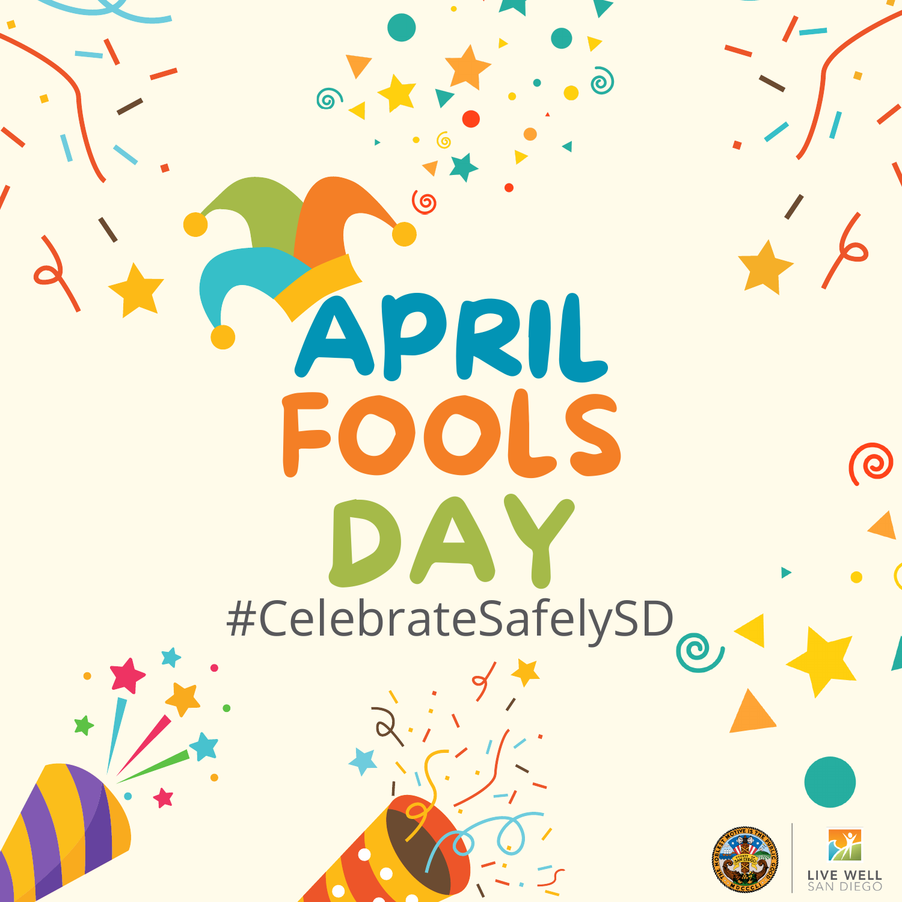# APRIL FOOLS DAY

#CelebrateSafelySD

LIVE WELL SAN DIEGO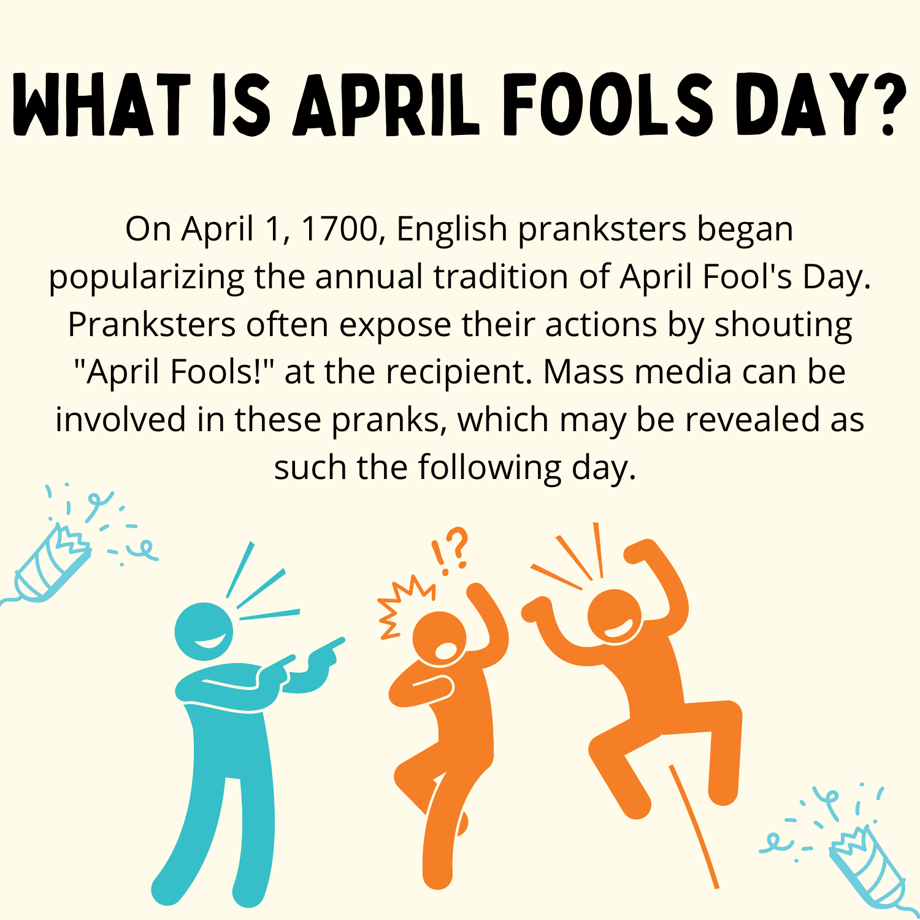# WHAT IS APRIL FOOLS DAY?

On April 1, 1700, English pranksters began popularizing the annual tradition of April Fool's Day. Pranksters often expose their actions by shouting "April Fools!" at the recipient. Mass media can be involved in these pranks, which may be revealed as such the following day.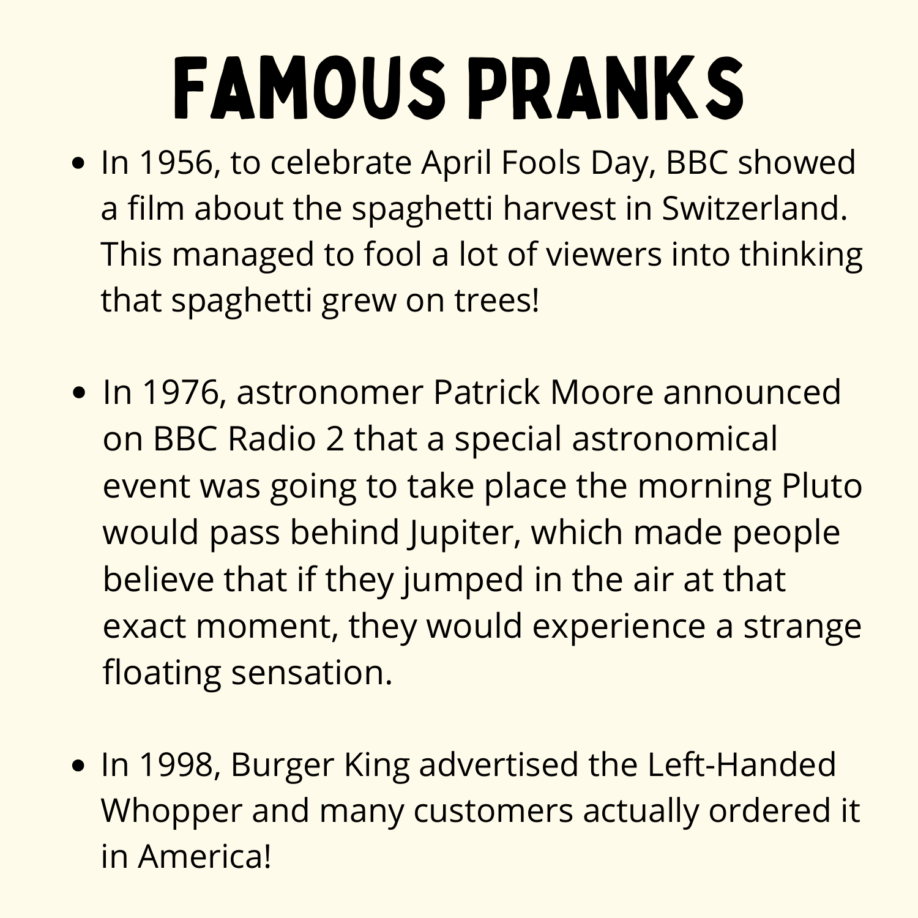# FAMOUS PRANKS

- In 1956, to celebrate April Fools Day, BBC showed a film about the spaghetti harvest in Switzerland. This managed to fool a lot of viewers into thinking that spaghetti grew on trees!
- In 1976, astronomer Patrick Moore announced on BBC Radio 2 that a special astronomical event was going to take place the morning Pluto would pass behind Jupiter, which made people believe that if they jumped in the air at that exact moment, they would experience a strange floating sensation.
- In 1998, Burger King advertised the Left-Handed Whopper and many customers actually ordered it in America!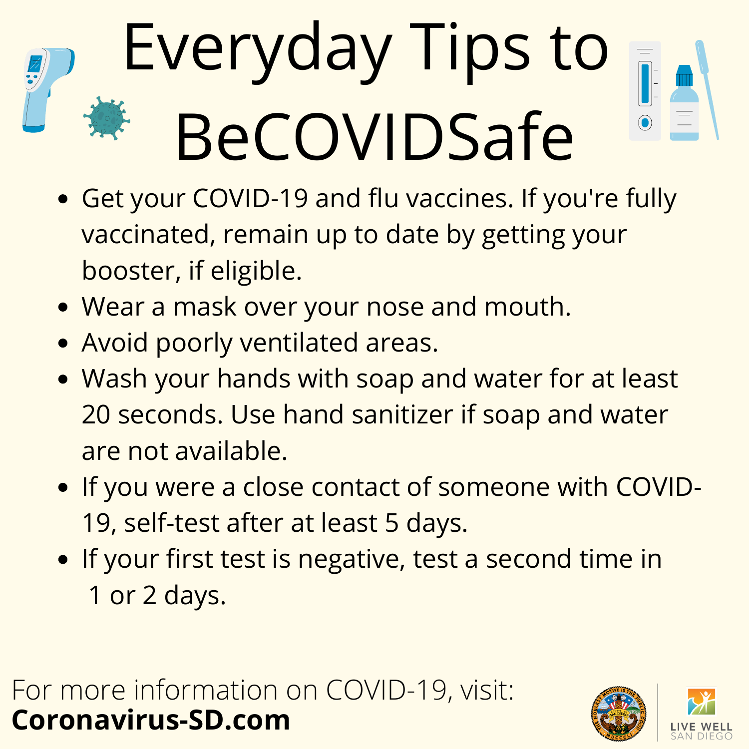# Everyday Tips to BeCOVIDSafe

- Get your COVID-19 and flu vaccines. If you're fully vaccinated, remain up to date by getting your booster, if eligible.
- Wear a mask over your nose and mouth.
- Avoid poorly ventilated areas.
- Wash your hands with soap and water for at least 20 seconds. Use hand sanitizer if soap and water are not available.
- If you were a close contact of someone with COVID-19, self-test after at least 5 days.
- If your first test is negative, test a second time in 1 or 2 days.

For more information on COVID-19, visit:
**Coronavirus-SD.com**

LIVE WELL SAN DIEGO